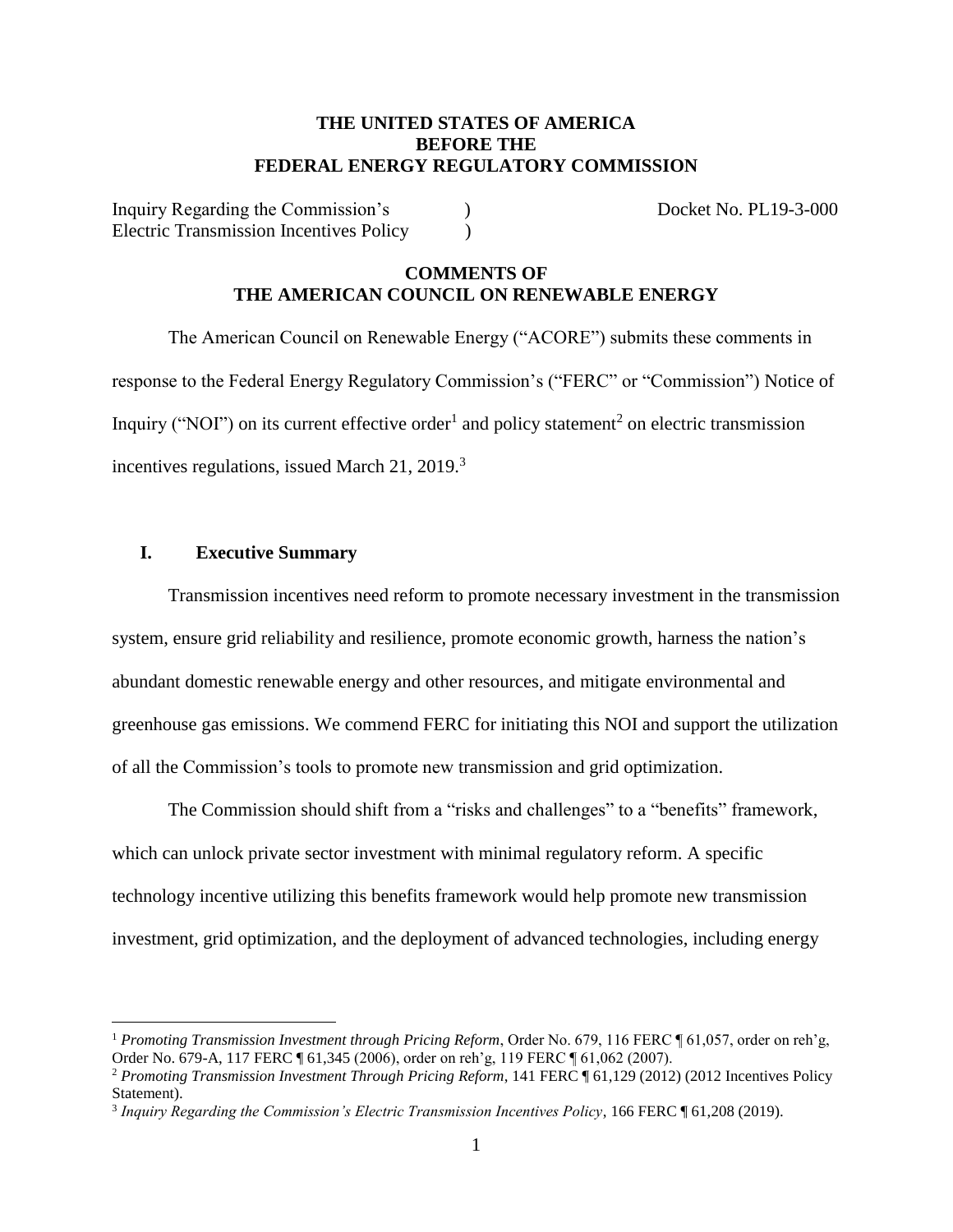**THE UNITED STATES OF AMERICA**
**BEFORE THE**
**FEDERAL ENERGY REGULATORY COMMISSION**

| | | |
|---|---|---|
| Inquiry Regarding the Commission's Electric Transmission Incentives Policy | ) ) | Docket No. PL19-3-000 |

**COMMENTS OF**
**THE AMERICAN COUNCIL ON RENEWABLE ENERGY**

The American Council on Renewable Energy ("ACORE") submits these comments in response to the Federal Energy Regulatory Commission's ("FERC" or "Commission") Notice of Inquiry ("NOI") on its current effective order[1] and policy statement[2] on electric transmission incentives regulations, issued March 21, 2019.[3]

## I. Executive Summary

Transmission incentives need reform to promote necessary investment in the transmission system, ensure grid reliability and resilience, promote economic growth, harness the nation's abundant domestic renewable energy and other resources, and mitigate environmental and greenhouse gas emissions. We commend FERC for initiating this NOI and support the utilization of all the Commission's tools to promote new transmission and grid optimization.

The Commission should shift from a "risks and challenges" to a "benefits" framework, which can unlock private sector investment with minimal regulatory reform. A specific technology incentive utilizing this benefits framework would help promote new transmission investment, grid optimization, and the deployment of advanced technologies, including energy

---

[1] *Promoting Transmission Investment through Pricing Reform*, Order No. 679, 116 FERC ¶ 61,057, order on reh'g, Order No. 679-A, 117 FERC ¶ 61,345 (2006), order on reh'g, 119 FERC ¶ 61,062 (2007).

[2] *Promoting Transmission Investment Through Pricing Reform*, 141 FERC ¶ 61,129 (2012) (2012 Incentives Policy Statement).

[3] *Inquiry Regarding the Commission's Electric Transmission Incentives Policy*, 166 FERC ¶ 61,208 (2019).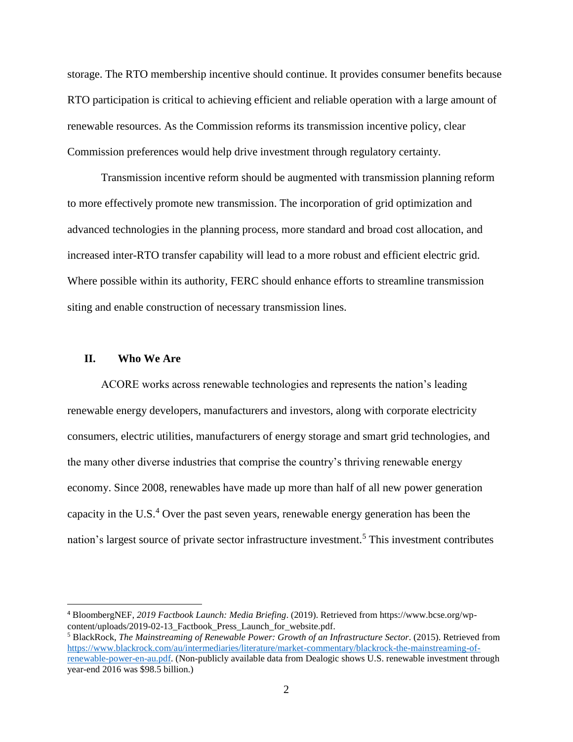storage. The RTO membership incentive should continue. It provides consumer benefits because RTO participation is critical to achieving efficient and reliable operation with a large amount of renewable resources. As the Commission reforms its transmission incentive policy, clear Commission preferences would help drive investment through regulatory certainty.

Transmission incentive reform should be augmented with transmission planning reform to more effectively promote new transmission. The incorporation of grid optimization and advanced technologies in the planning process, more standard and broad cost allocation, and increased inter-RTO transfer capability will lead to a more robust and efficient electric grid. Where possible within its authority, FERC should enhance efforts to streamline transmission siting and enable construction of necessary transmission lines.

## II. Who We Are

ACORE works across renewable technologies and represents the nation's leading renewable energy developers, manufacturers and investors, along with corporate electricity consumers, electric utilities, manufacturers of energy storage and smart grid technologies, and the many other diverse industries that comprise the country's thriving renewable energy economy. Since 2008, renewables have made up more than half of all new power generation capacity in the U.S.[4] Over the past seven years, renewable energy generation has been the nation's largest source of private sector infrastructure investment.[5] This investment contributes

---

[4] BloombergNEF, *2019 Factbook Launch: Media Briefing*. (2019). Retrieved from https://www.bcse.org/wp-content/uploads/2019-02-13_Factbook_Press_Launch_for_website.pdf.

[5] BlackRock, *The Mainstreaming of Renewable Power: Growth of an Infrastructure Sector*. (2015). Retrieved from https://www.blackrock.com/au/intermediaries/literature/market-commentary/blackrock-the-mainstreaming-of-renewable-power-en-au.pdf. (Non-publicly available data from Dealogic shows U.S. renewable investment through year-end 2016 was $98.5 billion.)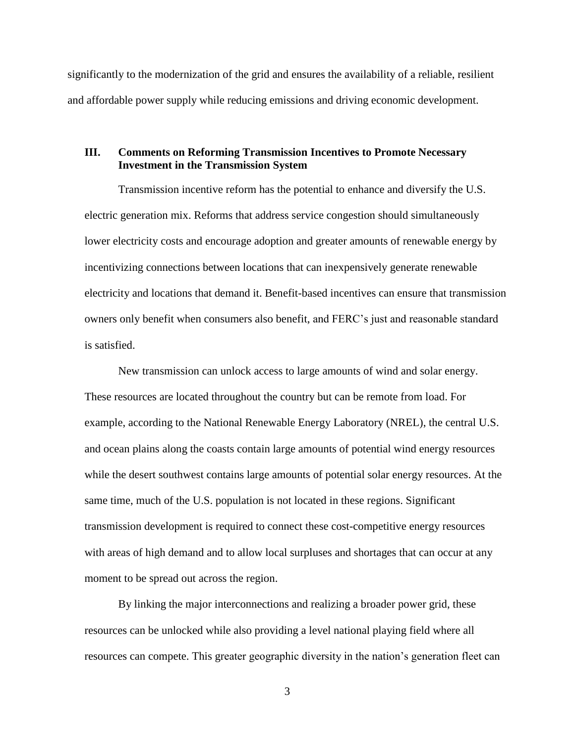significantly to the modernization of the grid and ensures the availability of a reliable, resilient and affordable power supply while reducing emissions and driving economic development.

## III. Comments on Reforming Transmission Incentives to Promote Necessary Investment in the Transmission System

Transmission incentive reform has the potential to enhance and diversify the U.S. electric generation mix. Reforms that address service congestion should simultaneously lower electricity costs and encourage adoption and greater amounts of renewable energy by incentivizing connections between locations that can inexpensively generate renewable electricity and locations that demand it. Benefit-based incentives can ensure that transmission owners only benefit when consumers also benefit, and FERC's just and reasonable standard is satisfied.

New transmission can unlock access to large amounts of wind and solar energy. These resources are located throughout the country but can be remote from load. For example, according to the National Renewable Energy Laboratory (NREL), the central U.S. and ocean plains along the coasts contain large amounts of potential wind energy resources while the desert southwest contains large amounts of potential solar energy resources. At the same time, much of the U.S. population is not located in these regions. Significant transmission development is required to connect these cost-competitive energy resources with areas of high demand and to allow local surpluses and shortages that can occur at any moment to be spread out across the region.

By linking the major interconnections and realizing a broader power grid, these resources can be unlocked while also providing a level national playing field where all resources can compete. This greater geographic diversity in the nation's generation fleet can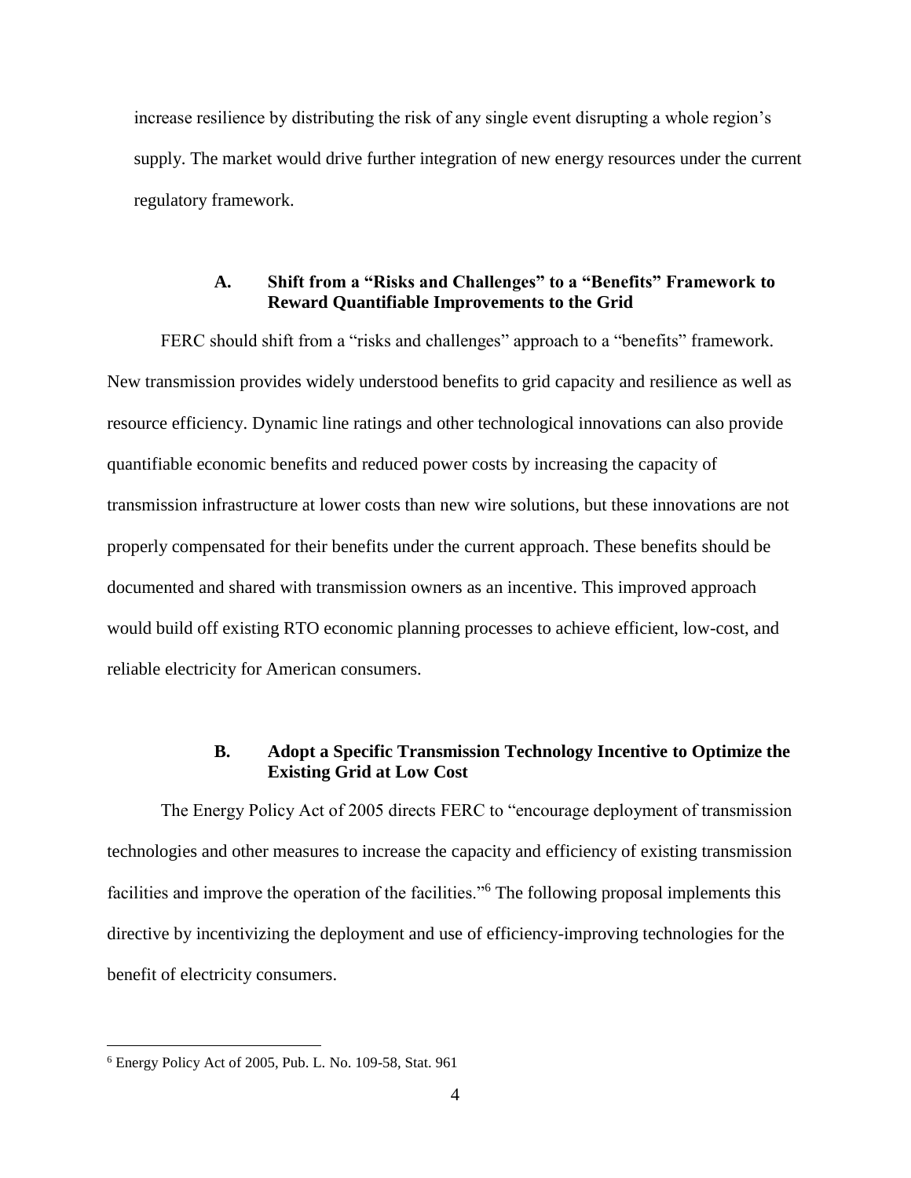increase resilience by distributing the risk of any single event disrupting a whole region's supply. The market would drive further integration of new energy resources under the current regulatory framework.

### A. Shift from a "Risks and Challenges" to a "Benefits" Framework to Reward Quantifiable Improvements to the Grid

FERC should shift from a "risks and challenges" approach to a "benefits" framework. New transmission provides widely understood benefits to grid capacity and resilience as well as resource efficiency. Dynamic line ratings and other technological innovations can also provide quantifiable economic benefits and reduced power costs by increasing the capacity of transmission infrastructure at lower costs than new wire solutions, but these innovations are not properly compensated for their benefits under the current approach. These benefits should be documented and shared with transmission owners as an incentive. This improved approach would build off existing RTO economic planning processes to achieve efficient, low-cost, and reliable electricity for American consumers.

### B. Adopt a Specific Transmission Technology Incentive to Optimize the Existing Grid at Low Cost

The Energy Policy Act of 2005 directs FERC to "encourage deployment of transmission technologies and other measures to increase the capacity and efficiency of existing transmission facilities and improve the operation of the facilities."[6] The following proposal implements this directive by incentivizing the deployment and use of efficiency-improving technologies for the benefit of electricity consumers.

[6] Energy Policy Act of 2005, Pub. L. No. 109-58, Stat. 961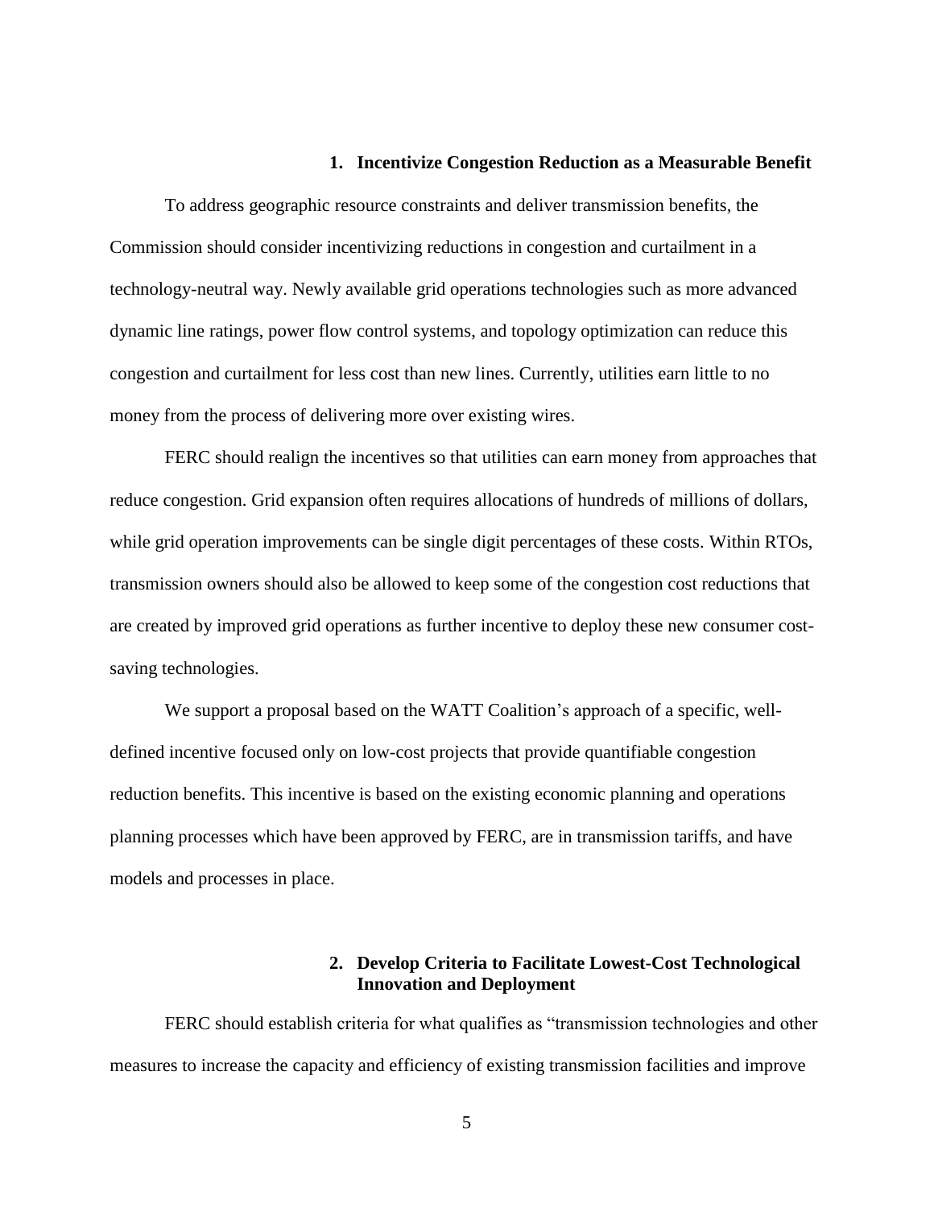### 1. Incentivize Congestion Reduction as a Measurable Benefit

To address geographic resource constraints and deliver transmission benefits, the Commission should consider incentivizing reductions in congestion and curtailment in a technology-neutral way. Newly available grid operations technologies such as more advanced dynamic line ratings, power flow control systems, and topology optimization can reduce this congestion and curtailment for less cost than new lines. Currently, utilities earn little to no money from the process of delivering more over existing wires.

FERC should realign the incentives so that utilities can earn money from approaches that reduce congestion. Grid expansion often requires allocations of hundreds of millions of dollars, while grid operation improvements can be single digit percentages of these costs. Within RTOs, transmission owners should also be allowed to keep some of the congestion cost reductions that are created by improved grid operations as further incentive to deploy these new consumer cost-saving technologies.

We support a proposal based on the WATT Coalition's approach of a specific, well-defined incentive focused only on low-cost projects that provide quantifiable congestion reduction benefits. This incentive is based on the existing economic planning and operations planning processes which have been approved by FERC, are in transmission tariffs, and have models and processes in place.

### 2. Develop Criteria to Facilitate Lowest-Cost Technological Innovation and Deployment

FERC should establish criteria for what qualifies as "transmission technologies and other measures to increase the capacity and efficiency of existing transmission facilities and improve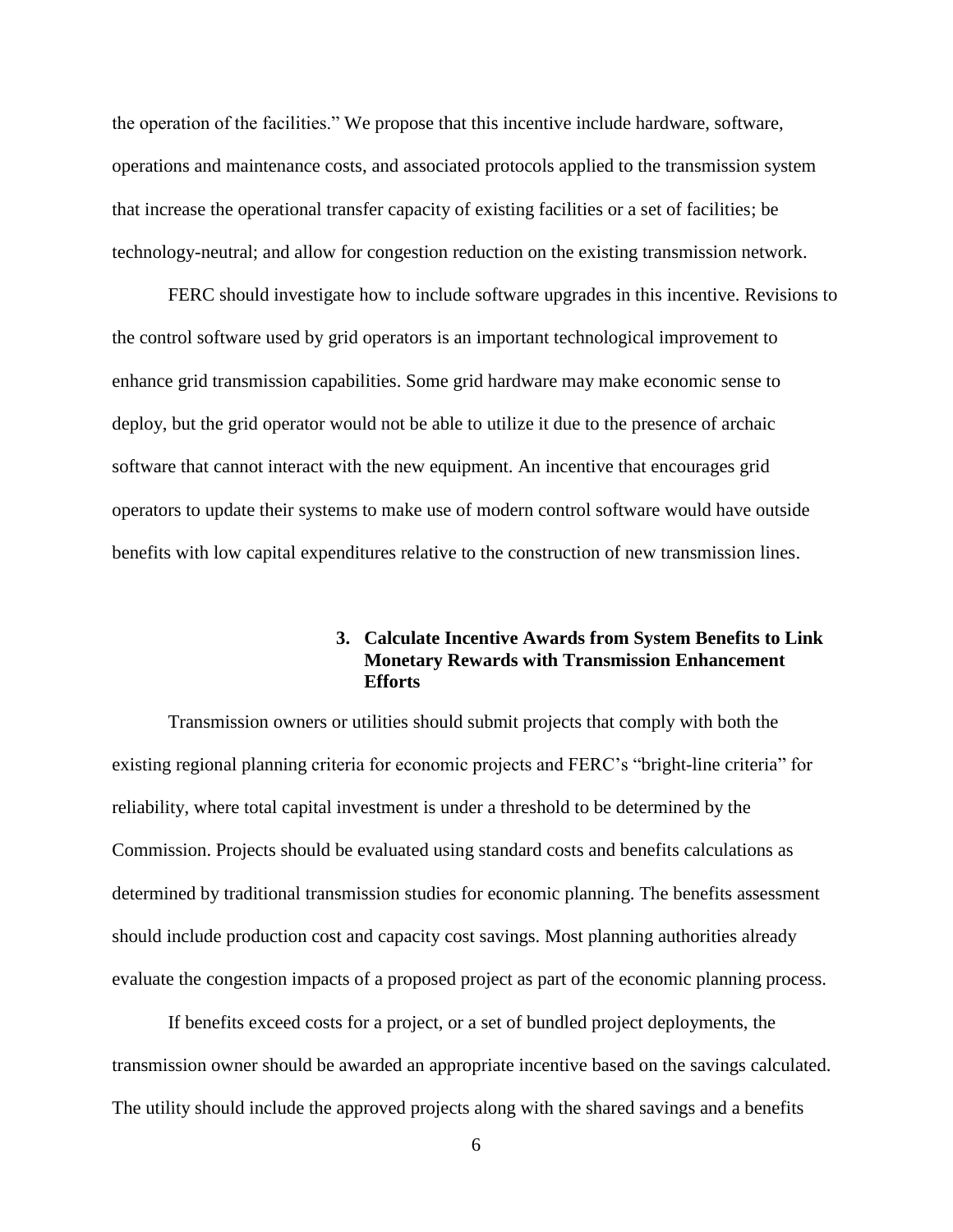the operation of the facilities." We propose that this incentive include hardware, software, operations and maintenance costs, and associated protocols applied to the transmission system that increase the operational transfer capacity of existing facilities or a set of facilities; be technology-neutral; and allow for congestion reduction on the existing transmission network.

FERC should investigate how to include software upgrades in this incentive. Revisions to the control software used by grid operators is an important technological improvement to enhance grid transmission capabilities. Some grid hardware may make economic sense to deploy, but the grid operator would not be able to utilize it due to the presence of archaic software that cannot interact with the new equipment. An incentive that encourages grid operators to update their systems to make use of modern control software would have outside benefits with low capital expenditures relative to the construction of new transmission lines.

### 3. Calculate Incentive Awards from System Benefits to Link Monetary Rewards with Transmission Enhancement Efforts

Transmission owners or utilities should submit projects that comply with both the existing regional planning criteria for economic projects and FERC's "bright-line criteria" for reliability, where total capital investment is under a threshold to be determined by the Commission. Projects should be evaluated using standard costs and benefits calculations as determined by traditional transmission studies for economic planning. The benefits assessment should include production cost and capacity cost savings. Most planning authorities already evaluate the congestion impacts of a proposed project as part of the economic planning process.

If benefits exceed costs for a project, or a set of bundled project deployments, the transmission owner should be awarded an appropriate incentive based on the savings calculated. The utility should include the approved projects along with the shared savings and a benefits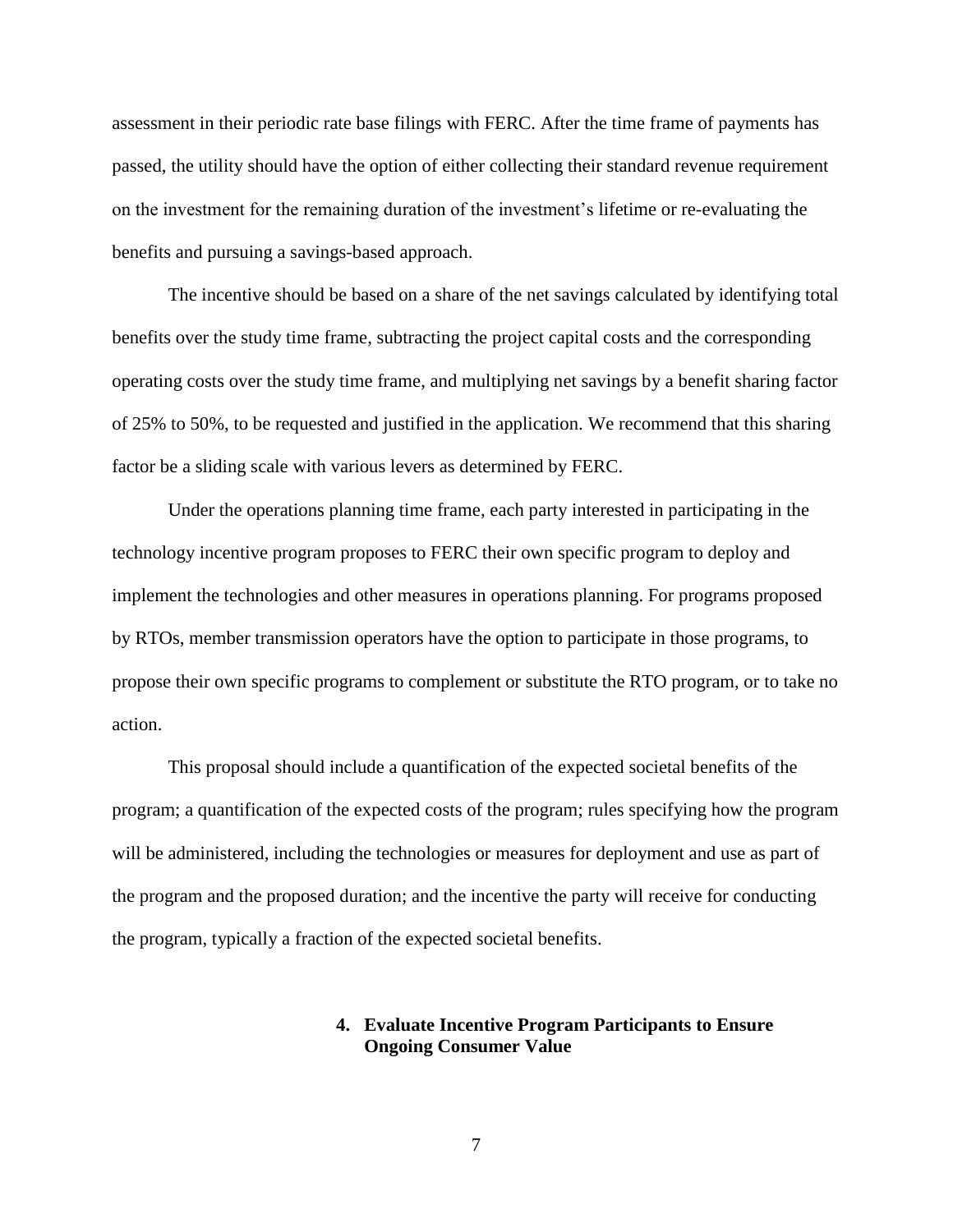assessment in their periodic rate base filings with FERC. After the time frame of payments has passed, the utility should have the option of either collecting their standard revenue requirement on the investment for the remaining duration of the investment's lifetime or re-evaluating the benefits and pursuing a savings-based approach.

The incentive should be based on a share of the net savings calculated by identifying total benefits over the study time frame, subtracting the project capital costs and the corresponding operating costs over the study time frame, and multiplying net savings by a benefit sharing factor of 25% to 50%, to be requested and justified in the application. We recommend that this sharing factor be a sliding scale with various levers as determined by FERC.

Under the operations planning time frame, each party interested in participating in the technology incentive program proposes to FERC their own specific program to deploy and implement the technologies and other measures in operations planning. For programs proposed by RTOs, member transmission operators have the option to participate in those programs, to propose their own specific programs to complement or substitute the RTO program, or to take no action.

This proposal should include a quantification of the expected societal benefits of the program; a quantification of the expected costs of the program; rules specifying how the program will be administered, including the technologies or measures for deployment and use as part of the program and the proposed duration; and the incentive the party will receive for conducting the program, typically a fraction of the expected societal benefits.

### 4. Evaluate Incentive Program Participants to Ensure Ongoing Consumer Value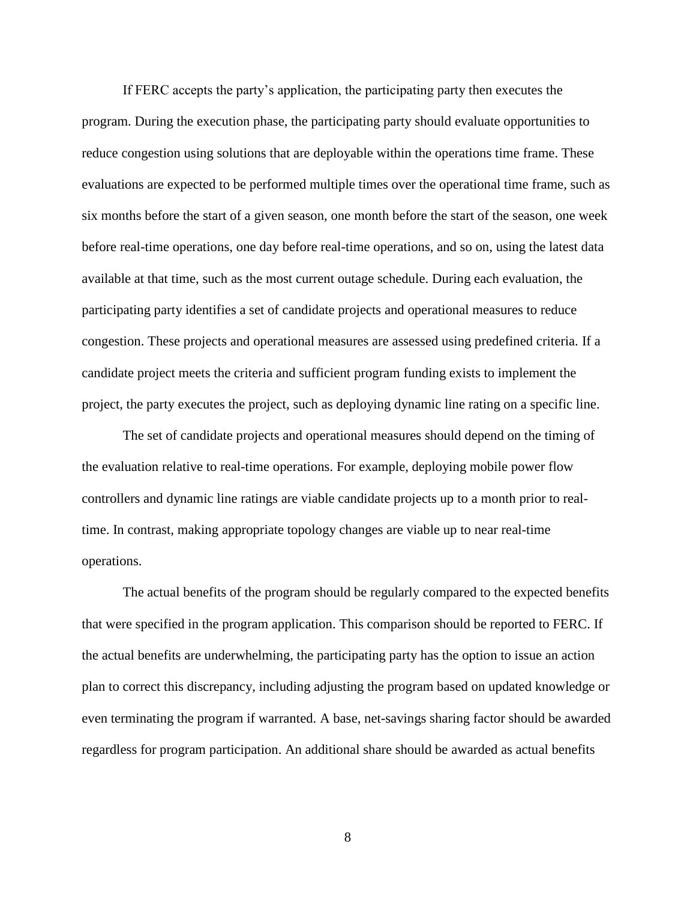If FERC accepts the party's application, the participating party then executes the program. During the execution phase, the participating party should evaluate opportunities to reduce congestion using solutions that are deployable within the operations time frame. These evaluations are expected to be performed multiple times over the operational time frame, such as six months before the start of a given season, one month before the start of the season, one week before real-time operations, one day before real-time operations, and so on, using the latest data available at that time, such as the most current outage schedule. During each evaluation, the participating party identifies a set of candidate projects and operational measures to reduce congestion. These projects and operational measures are assessed using predefined criteria. If a candidate project meets the criteria and sufficient program funding exists to implement the project, the party executes the project, such as deploying dynamic line rating on a specific line.

The set of candidate projects and operational measures should depend on the timing of the evaluation relative to real-time operations. For example, deploying mobile power flow controllers and dynamic line ratings are viable candidate projects up to a month prior to real-time. In contrast, making appropriate topology changes are viable up to near real-time operations.

The actual benefits of the program should be regularly compared to the expected benefits that were specified in the program application. This comparison should be reported to FERC. If the actual benefits are underwhelming, the participating party has the option to issue an action plan to correct this discrepancy, including adjusting the program based on updated knowledge or even terminating the program if warranted. A base, net-savings sharing factor should be awarded regardless for program participation. An additional share should be awarded as actual benefits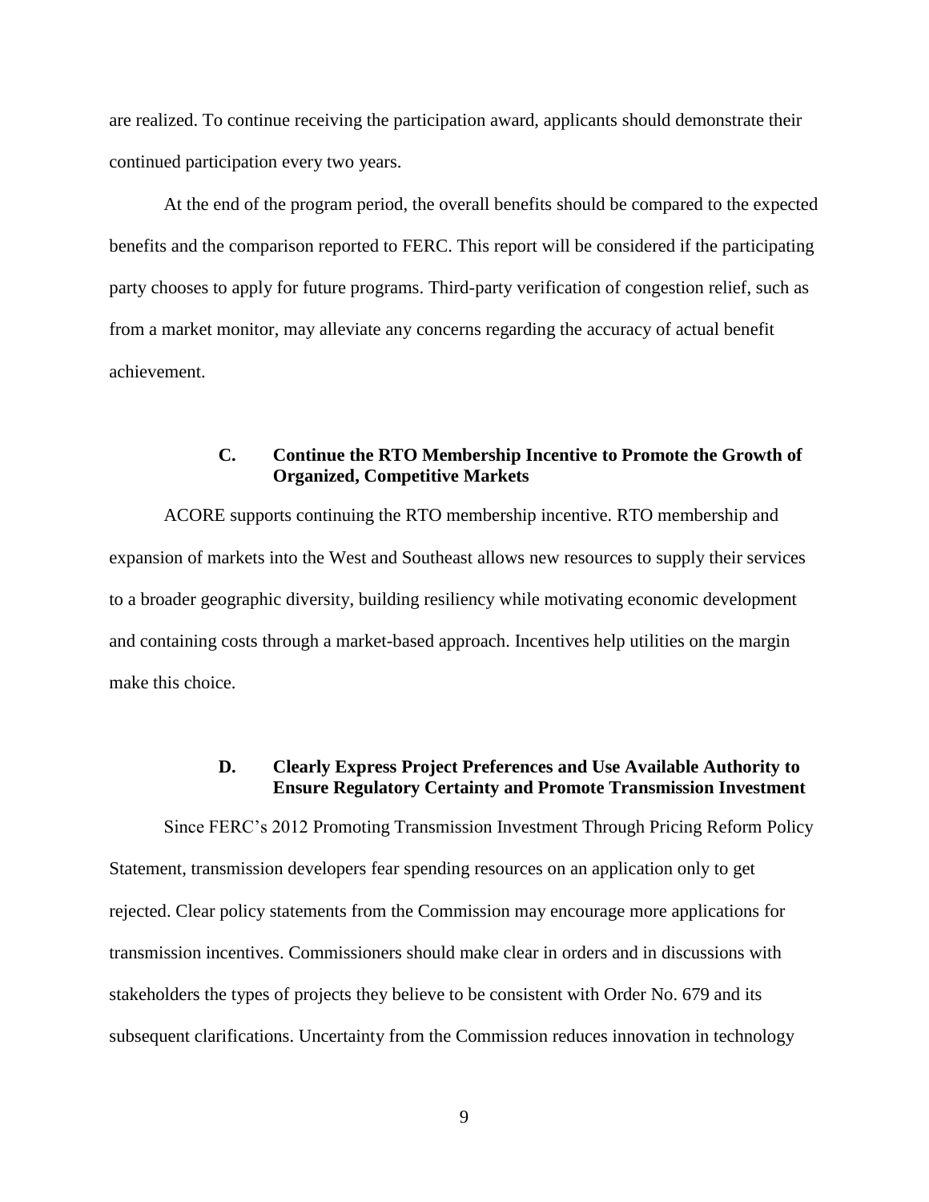are realized. To continue receiving the participation award, applicants should demonstrate their continued participation every two years.

At the end of the program period, the overall benefits should be compared to the expected benefits and the comparison reported to FERC. This report will be considered if the participating party chooses to apply for future programs. Third-party verification of congestion relief, such as from a market monitor, may alleviate any concerns regarding the accuracy of actual benefit achievement.

### C. Continue the RTO Membership Incentive to Promote the Growth of Organized, Competitive Markets

ACORE supports continuing the RTO membership incentive. RTO membership and expansion of markets into the West and Southeast allows new resources to supply their services to a broader geographic diversity, building resiliency while motivating economic development and containing costs through a market-based approach. Incentives help utilities on the margin make this choice.

### D. Clearly Express Project Preferences and Use Available Authority to Ensure Regulatory Certainty and Promote Transmission Investment

Since FERC's 2012 Promoting Transmission Investment Through Pricing Reform Policy Statement, transmission developers fear spending resources on an application only to get rejected. Clear policy statements from the Commission may encourage more applications for transmission incentives. Commissioners should make clear in orders and in discussions with stakeholders the types of projects they believe to be consistent with Order No. 679 and its subsequent clarifications. Uncertainty from the Commission reduces innovation in technology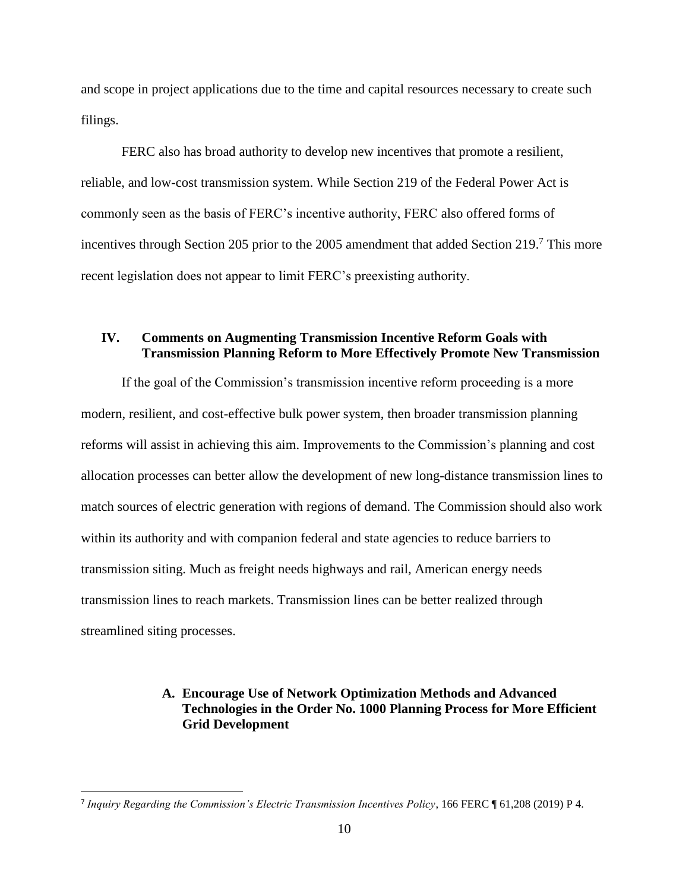and scope in project applications due to the time and capital resources necessary to create such filings.

FERC also has broad authority to develop new incentives that promote a resilient, reliable, and low-cost transmission system. While Section 219 of the Federal Power Act is commonly seen as the basis of FERC's incentive authority, FERC also offered forms of incentives through Section 205 prior to the 2005 amendment that added Section 219.[7] This more recent legislation does not appear to limit FERC's preexisting authority.

## IV. Comments on Augmenting Transmission Incentive Reform Goals with Transmission Planning Reform to More Effectively Promote New Transmission

If the goal of the Commission's transmission incentive reform proceeding is a more modern, resilient, and cost-effective bulk power system, then broader transmission planning reforms will assist in achieving this aim. Improvements to the Commission's planning and cost allocation processes can better allow the development of new long-distance transmission lines to match sources of electric generation with regions of demand. The Commission should also work within its authority and with companion federal and state agencies to reduce barriers to transmission siting. Much as freight needs highways and rail, American energy needs transmission lines to reach markets. Transmission lines can be better realized through streamlined siting processes.

### A. Encourage Use of Network Optimization Methods and Advanced Technologies in the Order No. 1000 Planning Process for More Efficient Grid Development

---

[7] *Inquiry Regarding the Commission's Electric Transmission Incentives Policy*, 166 FERC ¶ 61,208 (2019) P 4.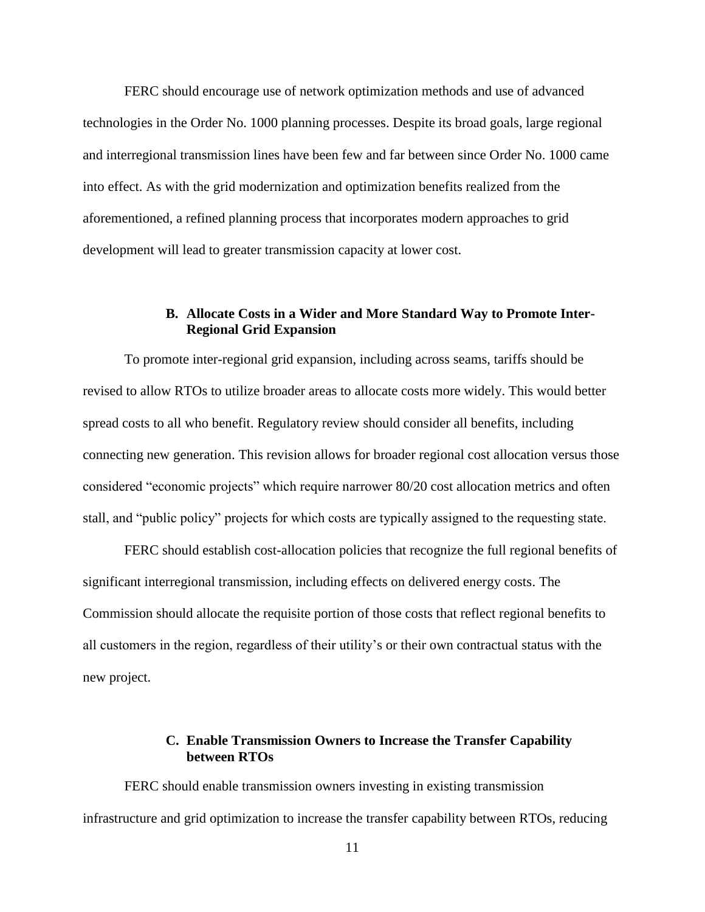FERC should encourage use of network optimization methods and use of advanced technologies in the Order No. 1000 planning processes. Despite its broad goals, large regional and interregional transmission lines have been few and far between since Order No. 1000 came into effect. As with the grid modernization and optimization benefits realized from the aforementioned, a refined planning process that incorporates modern approaches to grid development will lead to greater transmission capacity at lower cost.

### B. Allocate Costs in a Wider and More Standard Way to Promote Inter-Regional Grid Expansion

To promote inter-regional grid expansion, including across seams, tariffs should be revised to allow RTOs to utilize broader areas to allocate costs more widely. This would better spread costs to all who benefit. Regulatory review should consider all benefits, including connecting new generation. This revision allows for broader regional cost allocation versus those considered "economic projects" which require narrower 80/20 cost allocation metrics and often stall, and "public policy" projects for which costs are typically assigned to the requesting state.

FERC should establish cost-allocation policies that recognize the full regional benefits of significant interregional transmission, including effects on delivered energy costs. The Commission should allocate the requisite portion of those costs that reflect regional benefits to all customers in the region, regardless of their utility's or their own contractual status with the new project.

### C. Enable Transmission Owners to Increase the Transfer Capability between RTOs

FERC should enable transmission owners investing in existing transmission infrastructure and grid optimization to increase the transfer capability between RTOs, reducing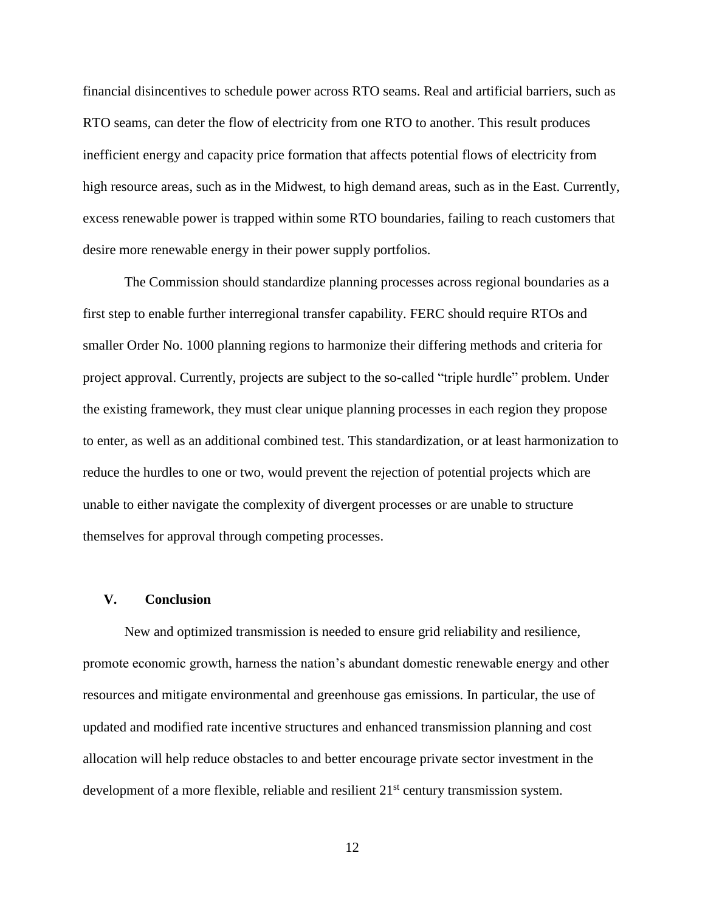financial disincentives to schedule power across RTO seams. Real and artificial barriers, such as RTO seams, can deter the flow of electricity from one RTO to another. This result produces inefficient energy and capacity price formation that affects potential flows of electricity from high resource areas, such as in the Midwest, to high demand areas, such as in the East. Currently, excess renewable power is trapped within some RTO boundaries, failing to reach customers that desire more renewable energy in their power supply portfolios.

The Commission should standardize planning processes across regional boundaries as a first step to enable further interregional transfer capability. FERC should require RTOs and smaller Order No. 1000 planning regions to harmonize their differing methods and criteria for project approval. Currently, projects are subject to the so-called "triple hurdle" problem. Under the existing framework, they must clear unique planning processes in each region they propose to enter, as well as an additional combined test. This standardization, or at least harmonization to reduce the hurdles to one or two, would prevent the rejection of potential projects which are unable to either navigate the complexity of divergent processes or are unable to structure themselves for approval through competing processes.

## V. Conclusion

New and optimized transmission is needed to ensure grid reliability and resilience, promote economic growth, harness the nation's abundant domestic renewable energy and other resources and mitigate environmental and greenhouse gas emissions. In particular, the use of updated and modified rate incentive structures and enhanced transmission planning and cost allocation will help reduce obstacles to and better encourage private sector investment in the development of a more flexible, reliable and resilient 21st century transmission system.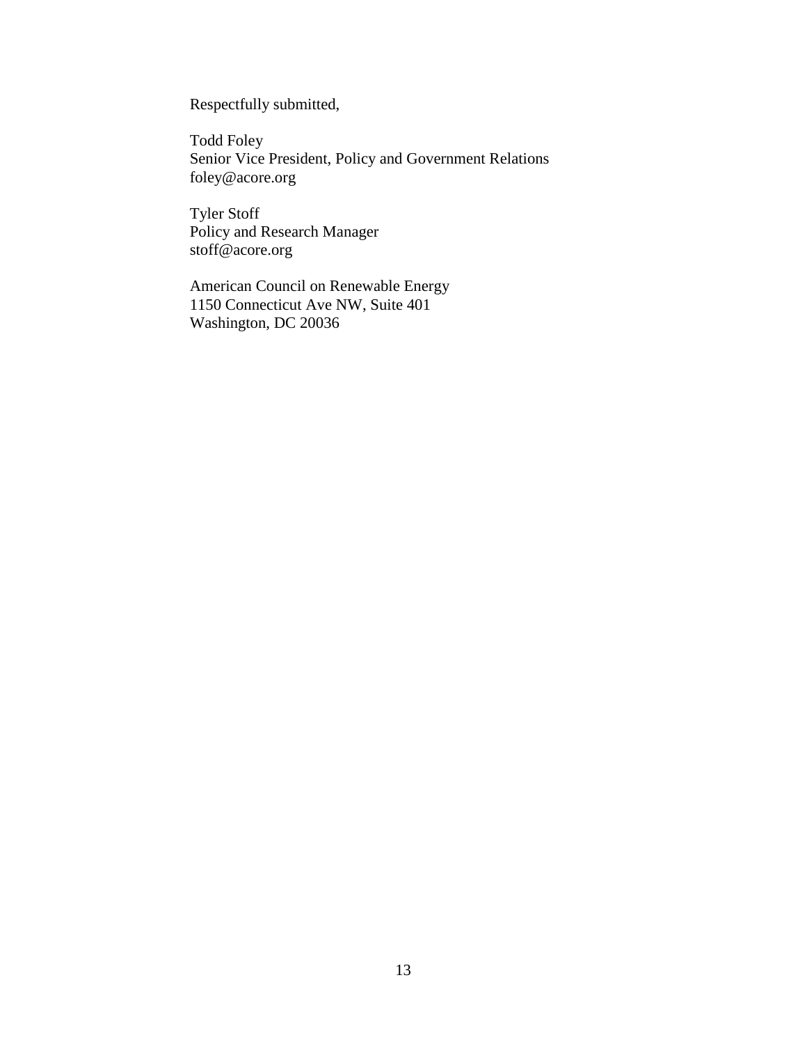Respectfully submitted,

Todd Foley
Senior Vice President, Policy and Government Relations
foley@acore.org

Tyler Stoff
Policy and Research Manager
stoff@acore.org

American Council on Renewable Energy
1150 Connecticut Ave NW, Suite 401
Washington, DC 20036